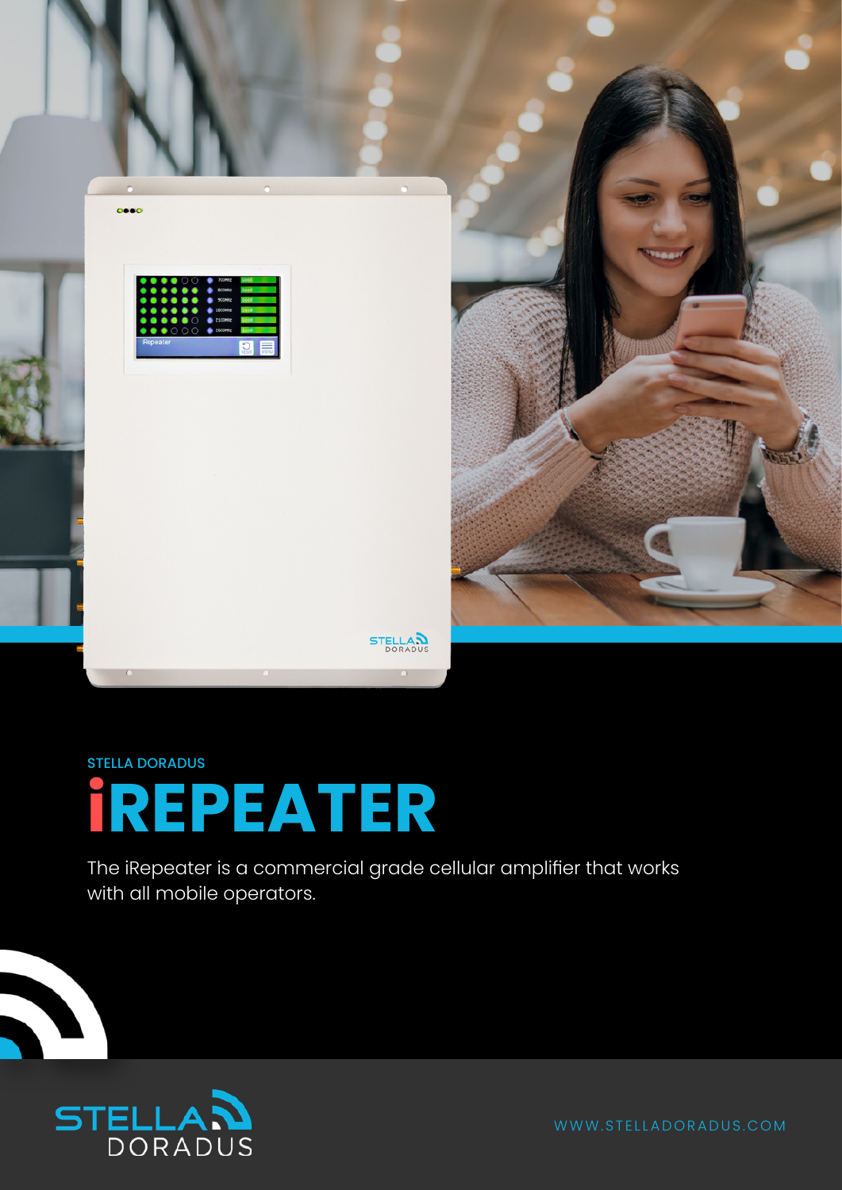STELLA DORADUS

# iREPEATER

The iRepeater is a commercial grade cellular amplifier that works with all mobile operators.

WWW.STELLADORADUS.COM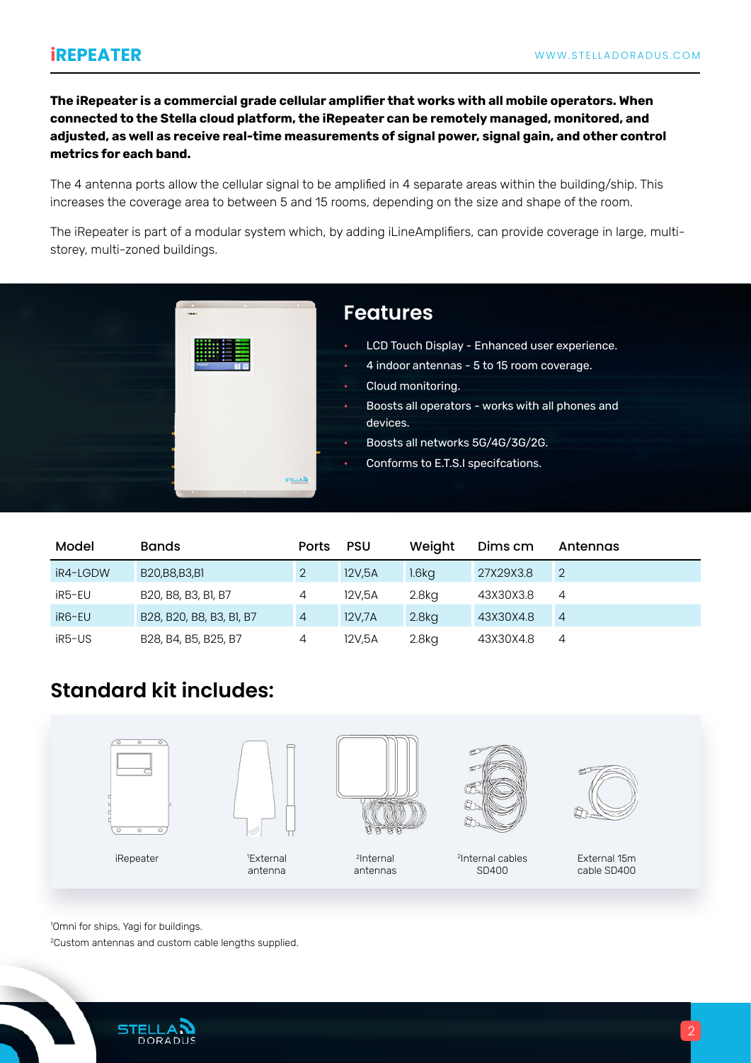# iREPEATER

**The iRepeater is a commercial grade cellular amplifier that works with all mobile operators. When connected to the Stella cloud platform, the iRepeater can be remotely managed, monitored, and adjusted, as well as receive real-time measurements of signal power, signal gain, and other control metrics for each band.**

The 4 antenna ports allow the cellular signal to be amplified in 4 separate areas within the building/ship. This increases the coverage area to between 5 and 15 rooms, depending on the size and shape of the room.

The iRepeater is part of a modular system which, by adding iLineAmplifiers, can provide coverage in large, multi-storey, multi-zoned buildings.

## Features

- LCD Touch Display - Enhanced user experience.
- 4 indoor antennas - 5 to 15 room coverage.
- Cloud monitoring.
- Boosts all operators - works with all phones and devices.
- Boosts all networks 5G/4G/3G/2G.
- Conforms to E.T.S.I specifcations.

| Model | Bands | Ports | PSU | Weight | Dims cm | Antennas |
|---|---|---|---|---|---|---|
| iR4-LGDW | B20,B8,B3,B1 | 2 | 12V,5A | 1.6kg | 27X29X3.8 | 2 |
| iR5-EU | B20, B8, B3, B1, B7 | 4 | 12V,5A | 2.8kg | 43X30X3.8 | 4 |
| iR6-EU | B28, B20, B8, B3, B1, B7 | 4 | 12V,7A | 2.8kg | 43X30X4.8 | 4 |
| iR5-US | B28, B4, B5, B25, B7 | 4 | 12V,5A | 2.8kg | 43X30X4.8 | 4 |

## Standard kit includes:

- iRepeater
- [1]External antenna
- [2]Internal antennas
- [2]Internal cables SD400
- External 15m cable SD400

[1]Omni for ships, Yagi for buildings.

[2]Custom antennas and custom cable lengths supplied.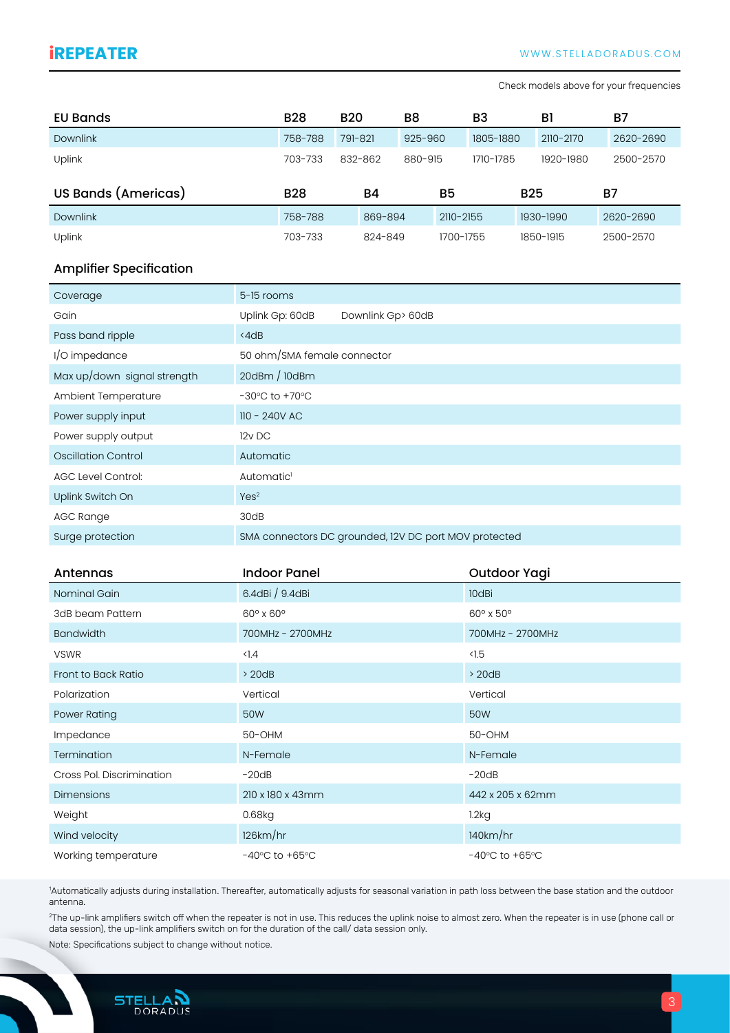Check models above for your frequencies

| EU Bands | B28 | B20 | B8 | B3 | B1 | B7 |
|---|---|---|---|---|---|---|
| Downlink | 758-788 | 791-821 | 925-960 | 1805-1880 | 2110-2170 | 2620-2690 |
| Uplink | 703-733 | 832-862 | 880-915 | 1710-1785 | 1920-1980 | 2500-2570 |

| US Bands (Americas) | B28 | B4 | B5 | B25 | B7 |
|---|---|---|---|---|---|
| Downlink | 758-788 | 869-894 | 2110-2155 | 1930-1990 | 2620-2690 |
| Uplink | 703-733 | 824-849 | 1700-1755 | 1850-1915 | 2500-2570 |

## Amplifier Specification

| | |
|---|---|
| Coverage | 5-15 rooms |
| Gain | Uplink Gp: 60dB    Downlink Gp> 60dB |
| Pass band ripple | <4dB |
| I/O impedance | 50 ohm/SMA female connector |
| Max up/down signal strength | 20dBm / 10dBm |
| Ambient Temperature | -30°C to +70°C |
| Power supply input | 110 - 240V AC |
| Power supply output | 12v DC |
| Oscillation Control | Automatic |
| AGC Level Control: | Automatic[1] |
| Uplink Switch On | Yes[2] |
| AGC Range | 30dB |
| Surge protection | SMA connectors DC grounded, 12V DC port MOV protected |

| Antennas | Indoor Panel | Outdoor Yagi |
|---|---|---|
| Nominal Gain | 6.4dBi / 9.4dBi | 10dBi |
| 3dB beam Pattern | 60° x 60° | 60° x 50° |
| Bandwidth | 700MHz - 2700MHz | 700MHz - 2700MHz |
| VSWR | <1.4 | <1.5 |
| Front to Back Ratio | > 20dB | > 20dB |
| Polarization | Vertical | Vertical |
| Power Rating | 50W | 50W |
| Impedance | 50-OHM | 50-OHM |
| Termination | N-Female | N-Female |
| Cross Pol. Discrimination | -20dB | -20dB |
| Dimensions | 210 x 180 x 43mm | 442 x 205 x 62mm |
| Weight | 0.68kg | 1.2kg |
| Wind velocity | 126km/hr | 140km/hr |
| Working temperature | -40°C to +65°C | -40°C to +65°C |

[1]Automatically adjusts during installation. Thereafter, automatically adjusts for seasonal variation in path loss between the base station and the outdoor antenna.

[2]The up-link amplifiers switch off when the repeater is not in use. This reduces the uplink noise to almost zero. When the repeater is in use (phone call or data session), the up-link amplifiers switch on for the duration of the call/ data session only.

Note: Specifications subject to change without notice.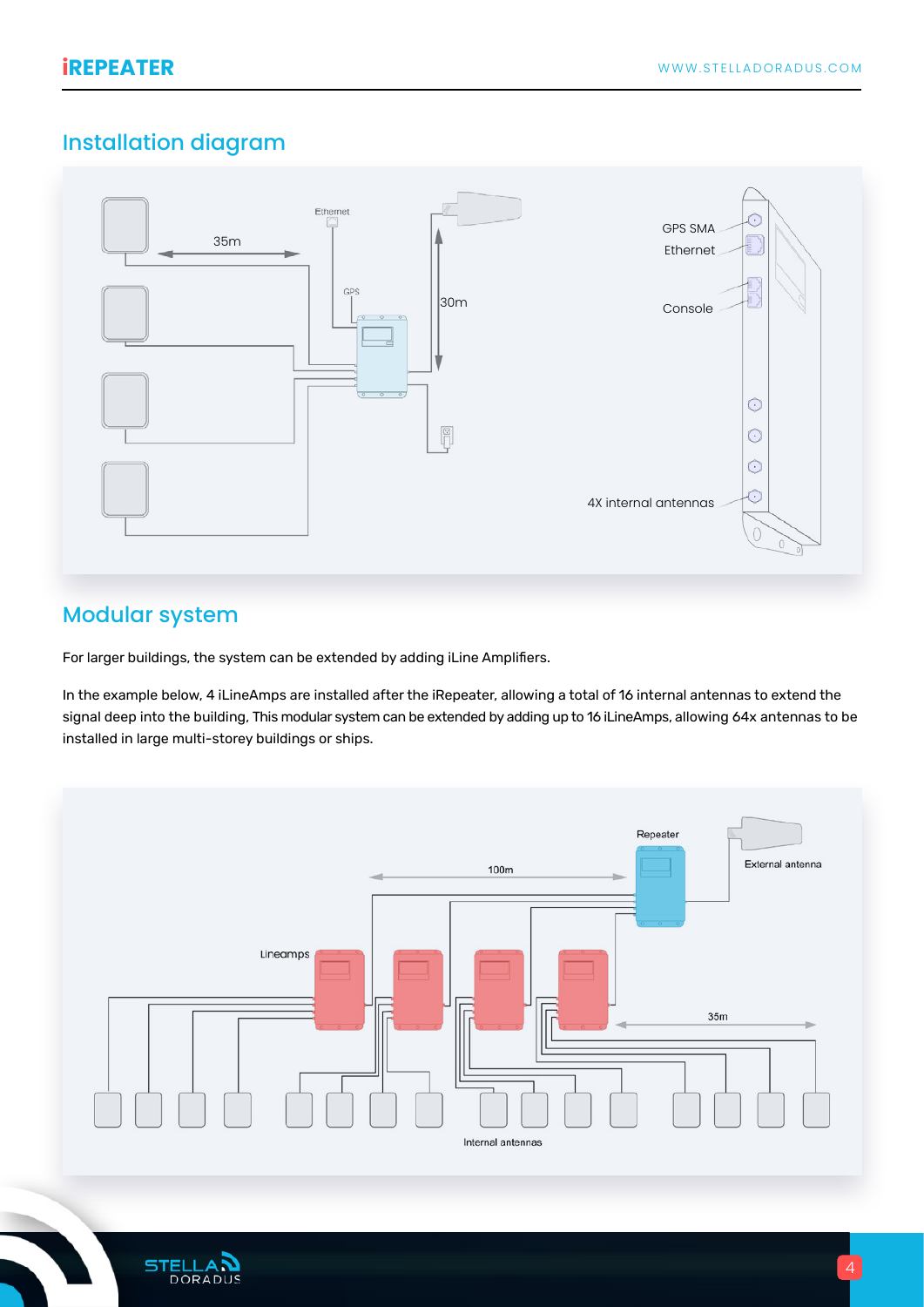## Installation diagram

## Modular system

For larger buildings, the system can be extended by adding iLine Amplifiers.

In the example below, 4 iLineAmps are installed after the iRepeater, allowing a total of 16 internal antennas to extend the signal deep into the building, This modular system can be extended by adding up to 16 iLineAmps, allowing 64x antennas to be installed in large multi-storey buildings or ships.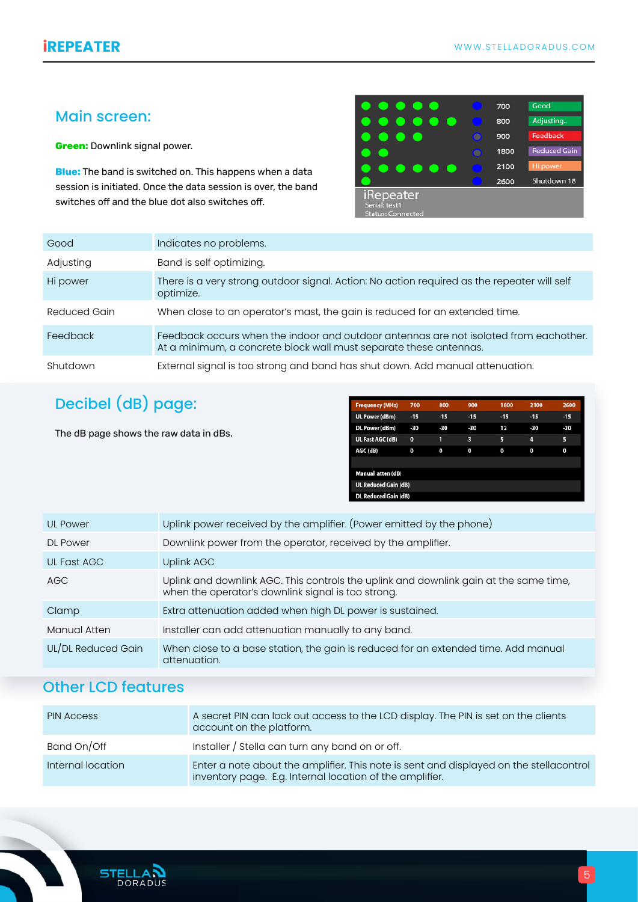## Main screen:

**Green:** Downlink signal power.

**Blue:** The band is switched on. This happens when a data session is initiated. Once the data session is over, the band switches off and the blue dot also switches off.

| 700 | Good |
|---|---|
| 800 | Adjusting.. |
| 900 | Feedback |
| 1800 | Reduced Gain |
| 2100 | Hi power |
| 2600 | Shutdown 18 |

iRepeater
Serial: test1
Status: Connected

| Good | Indicates no problems. |
|---|---|
| Adjusting | Band is self optimizing. |
| Hi power | There is a very strong outdoor signal. Action: No action required as the repeater will self optimize. |
| Reduced Gain | When close to an operator's mast, the gain is reduced for an extended time. |
| Feedback | Feedback occurs when the indoor and outdoor antennas are not isolated from eachother. At a minimum, a concrete block wall must separate these antennas. |
| Shutdown | External signal is too strong and band has shut down. Add manual attenuation. |

## Decibel (dB) page:

The dB page shows the raw data in dBs.

| Frequency (MHz) | 700 | 800 | 900 | 1800 | 2100 | 2600 |
|---|---|---|---|---|---|---|
| UL Power (dBm) | -15 | -15 | -15 | -15 | -15 | -15 |
| DL Power (dBm) | -30 | -30 | -30 | 12 | -30 | -30 |
| UL Fast AGC (dB) | 0 | 1 | 3 | 5 | 4 | 5 |
| AGC (dB) | 0 | 0 | 0 | 0 | 0 | 0 |
| | | | | | | |
| Manual atten (dB) | | | | | | |
| UL Reduced Gain (dB) | | | | | | |
| DL Reduced Gain (dB) | | | | | | |

| UL Power | Uplink power received by the amplifier. (Power emitted by the phone) |
|---|---|
| DL Power | Downlink power from the operator, received by the amplifier. |
| UL Fast AGC | Uplink AGC |
| AGC | Uplink and downlink AGC. This controls the uplink and downlink gain at the same time, when the operator's downlink signal is too strong. |
| Clamp | Extra attenuation added when high DL power is sustained. |
| Manual Atten | Installer can add attenuation manually to any band. |
| UL/DL Reduced Gain | When close to a base station, the gain is reduced for an extended time. Add manual attenuation. |

## Other LCD features

| PIN Access | A secret PIN can lock out access to the LCD display. The PIN is set on the clients account on the platform. |
|---|---|
| Band On/Off | Installer / Stella can turn any band on or off. |
| Internal location | Enter a note about the amplifier. This note is sent and displayed on the stellacontrol inventory page. E.g. Internal location of the amplifier. |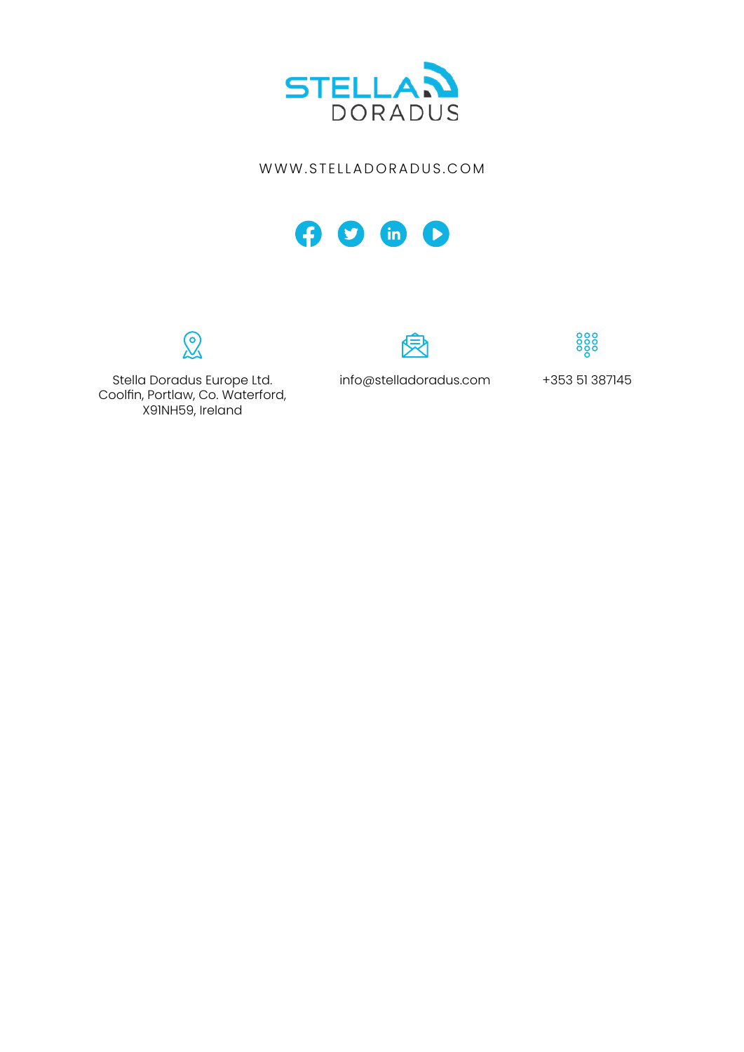STELLA DORADUS

WWW.STELLADORADUS.COM

Stella Doradus Europe Ltd.
Coolfin, Portlaw, Co. Waterford,
X91NH59, Ireland

info@stelladoradus.com

+353 51 387145